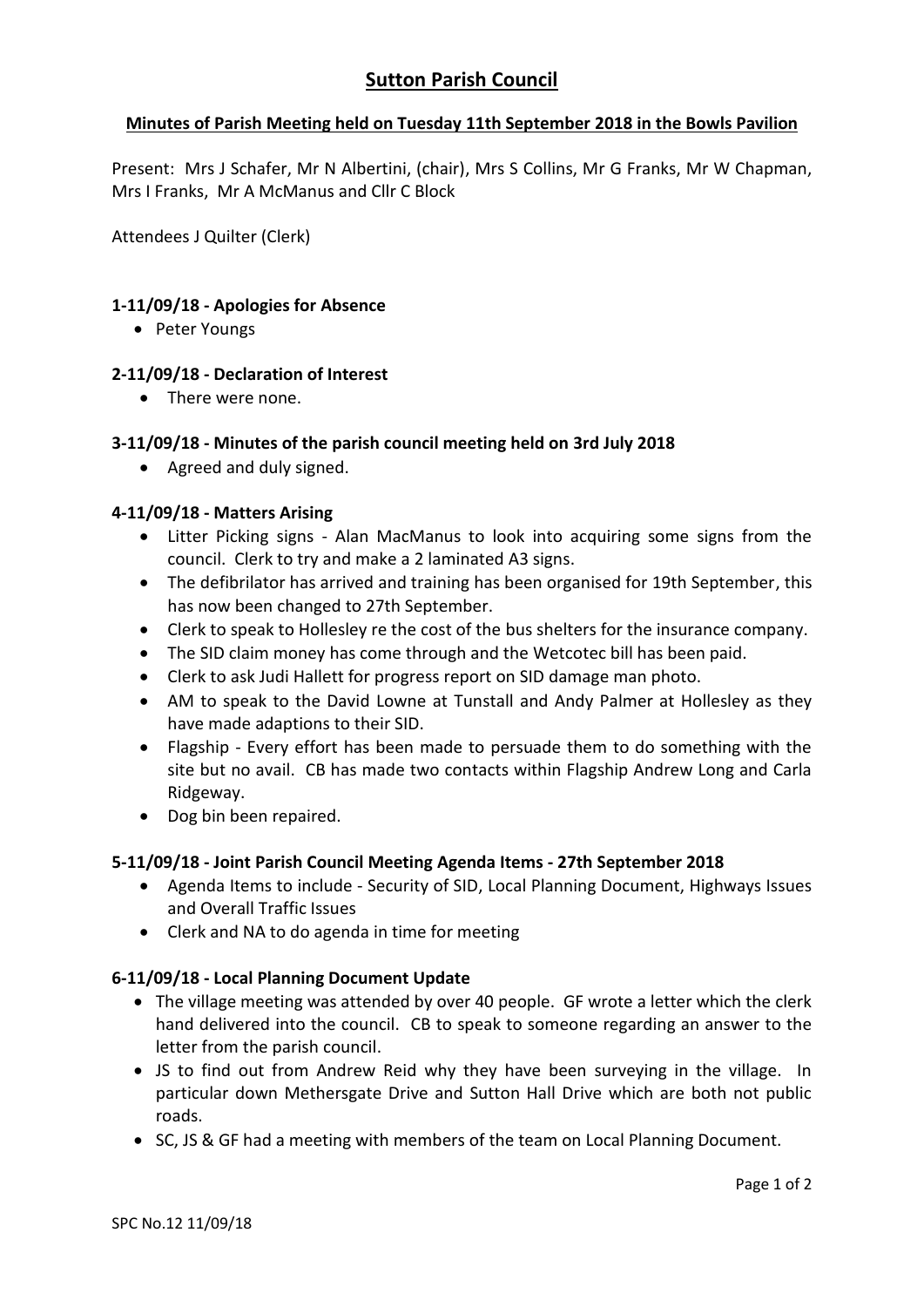# Sutton Parish Council

## Minutes of Parish Meeting held on Tuesday 11th September 2018 in the Bowls Pavilion

Present: Mrs J Schafer, Mr N Albertini, (chair), Mrs S Collins, Mr G Franks, Mr W Chapman, Mrs I Franks, Mr A McManus and Cllr C Block

Attendees J Quilter (Clerk)

### 1-11/09/18 - Apologies for Absence

- Peter Youngs

### 2-11/09/18 - Declaration of Interest

- There were none.

### 3-11/09/18 - Minutes of the parish council meeting held on 3rd July 2018

- Agreed and duly signed.

### 4-11/09/18 - Matters Arising

- Litter Picking signs - Alan MacManus to look into acquiring some signs from the council. Clerk to try and make a 2 laminated A3 signs.
- The defibrilator has arrived and training has been organised for 19th September, this has now been changed to 27th September.
- Clerk to speak to Hollesley re the cost of the bus shelters for the insurance company.
- The SID claim money has come through and the Wetcotec bill has been paid.
- Clerk to ask Judi Hallett for progress report on SID damage man photo.
- AM to speak to the David Lowne at Tunstall and Andy Palmer at Hollesley as they have made adaptions to their SID.
- Flagship - Every effort has been made to persuade them to do something with the site but no avail. CB has made two contacts within Flagship Andrew Long and Carla Ridgeway.
- Dog bin been repaired.

### 5-11/09/18 - Joint Parish Council Meeting Agenda Items - 27th September 2018

- Agenda Items to include - Security of SID, Local Planning Document, Highways Issues and Overall Traffic Issues
- Clerk and NA to do agenda in time for meeting

### 6-11/09/18 - Local Planning Document Update

- The village meeting was attended by over 40 people. GF wrote a letter which the clerk hand delivered into the council. CB to speak to someone regarding an answer to the letter from the parish council.
- JS to find out from Andrew Reid why they have been surveying in the village. In particular down Methersgate Drive and Sutton Hall Drive which are both not public roads.
- SC, JS & GF had a meeting with members of the team on Local Planning Document.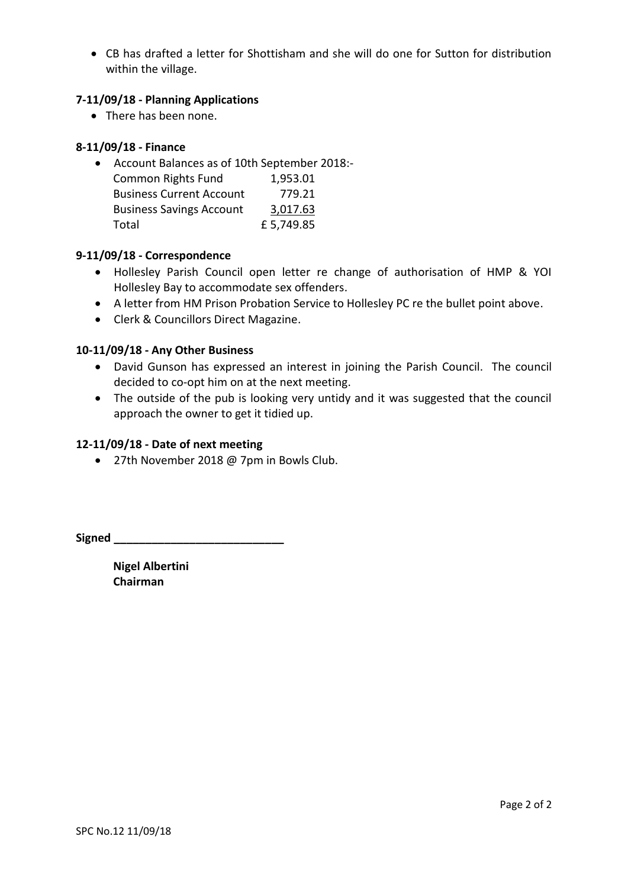- CB has drafted a letter for Shottisham and she will do one for Sutton for distribution within the village.

**7-11/09/18 - Planning Applications**

- There has been none.

**8-11/09/18 - Finance**

- Account Balances as of 10th September 2018:-

| | |
|---|---|
| Common Rights Fund | 1,953.01 |
| Business Current Account | 779.21 |
| Business Savings Account | 3,017.63 |
| Total | £ 5,749.85 |

**9-11/09/18 - Correspondence**

- Hollesley Parish Council open letter re change of authorisation of HMP & YOI Hollesley Bay to accommodate sex offenders.
- A letter from HM Prison Probation Service to Hollesley PC re the bullet point above.
- Clerk & Councillors Direct Magazine.

**10-11/09/18 - Any Other Business**

- David Gunson has expressed an interest in joining the Parish Council. The council decided to co-opt him on at the next meeting.
- The outside of the pub is looking very untidy and it was suggested that the council approach the owner to get it tidied up.

**12-11/09/18 - Date of next meeting**

- 27th November 2018 @ 7pm in Bowls Club.

**Signed \_\_\_\_\_\_\_\_\_\_\_\_\_\_\_\_\_\_\_\_\_\_\_\_\_\_**

**Nigel Albertini**
**Chairman**

SPC No.12 11/09/18